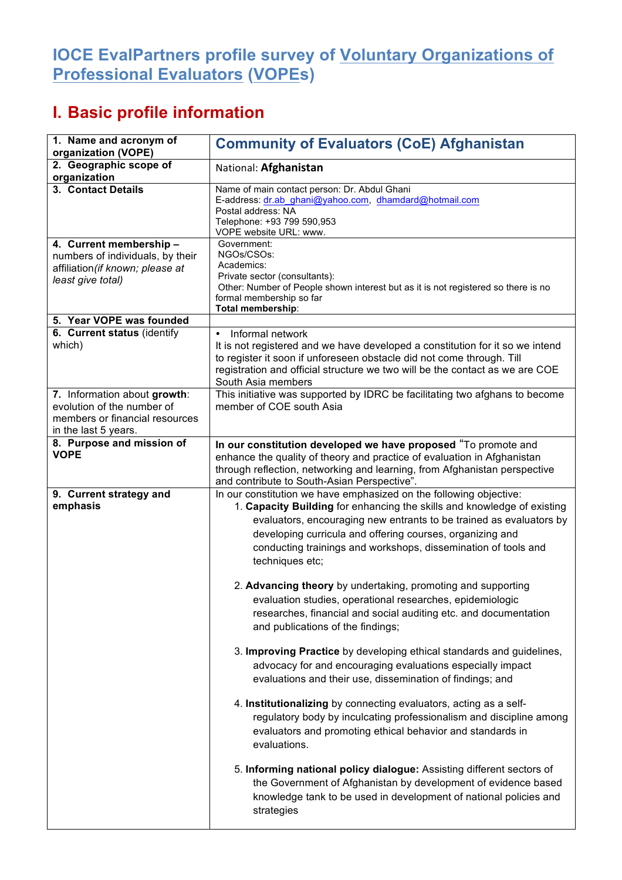# IOCE EvalPartners profile survey of Voluntary Organizations of Professional Evaluators (VOPEs)

## I. Basic profile information

| | |
|---|---|
| **1. Name and acronym of organization (VOPE)** | **Community of Evaluators (CoE) Afghanistan** |
| **2. Geographic scope of organization** | National: **Afghanistan** |
| **3. Contact Details** | Name of main contact person: Dr. Abdul Ghani<br>E-address: dr.ab_ghani@yahoo.com, dhamdard@hotmail.com<br>Postal address: NA<br>Telephone: +93 799 590,953<br>VOPE website URL: www. |
| **4. Current membership** – numbers of individuals, by their affiliation *(if known; please at least give total)* | Government:<br>NGOs/CSOs:<br>Academics:<br>Private sector (consultants):<br>Other: Number of People shown interest but as it is not registered so there is no formal membership so far<br>**Total membership**: |
| **5. Year VOPE was founded** | |
| **6. Current status** (identify which) | • Informal network<br>It is not registered and we have developed a constitution for it so we intend to register it soon if unforeseen obstacle did not come through. Till registration and official structure we two will be the contact as we are COE South Asia members |
| **7.** Information about **growth**: evolution of the number of members or financial resources in the last 5 years. | This initiative was supported by IDRC be facilitating two afghans to become member of COE south Asia |
| **8. Purpose and mission of VOPE** | **In our constitution developed we have proposed** "To promote and enhance the quality of theory and practice of evaluation in Afghanistan through reflection, networking and learning, from Afghanistan perspective and contribute to South-Asian Perspective". |
| **9. Current strategy and emphasis** | In our constitution we have emphasized on the following objective:<br>1. **Capacity Building** for enhancing the skills and knowledge of existing evaluators, encouraging new entrants to be trained as evaluators by developing curricula and offering courses, organizing and conducting trainings and workshops, dissemination of tools and techniques etc;<br>2. **Advancing theory** by undertaking, promoting and supporting evaluation studies, operational researches, epidemiologic researches, financial and social auditing etc. and documentation and publications of the findings;<br>3. **Improving Practice** by developing ethical standards and guidelines, advocacy for and encouraging evaluations especially impact evaluations and their use, dissemination of findings; and<br>4. **Institutionalizing** by connecting evaluators, acting as a self-regulatory body by inculcating professionalism and discipline among evaluators and promoting ethical behavior and standards in evaluations.<br>5. **Informing national policy dialogue:** Assisting different sectors of the Government of Afghanistan by development of evidence based knowledge tank to be used in development of national policies and strategies |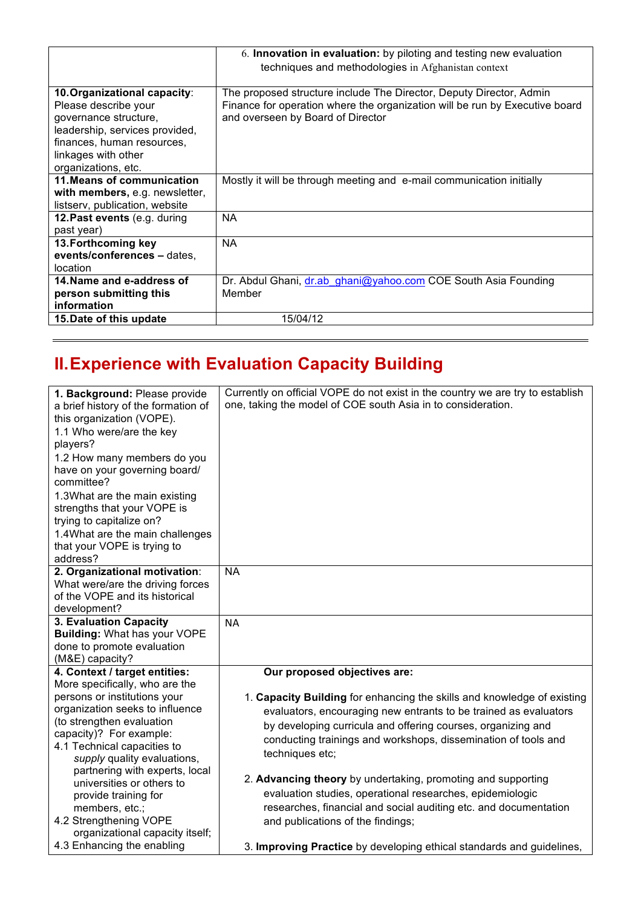| | |
|---|---|
| | 6. **Innovation in evaluation:** by piloting and testing new evaluation techniques and methodologies in Afghanistan context |
| **10.Organizational capacity**: Please describe your governance structure, leadership, services provided, finances, human resources, linkages with other organizations, etc. | The proposed structure include The Director, Deputy Director, Admin Finance for operation where the organization will be run by Executive board and overseen by Board of Director |
| **11.Means of communication with members,** e.g. newsletter, listserv, publication, website | Mostly it will be through meeting and e-mail communication initially |
| **12.Past events** (e.g. during past year) | NA |
| **13.Forthcoming key events/conferences –** dates, location | NA |
| **14.Name and e-address of person submitting this information** | Dr. Abdul Ghani, dr.ab_ghani@yahoo.com COE South Asia Founding Member |
| **15.Date of this update** | 15/04/12 |

## II.Experience with Evaluation Capacity Building

| | |
|---|---|
| **1. Background:** Please provide a brief history of the formation of this organization (VOPE).<br>1.1 Who were/are the key players?<br>1.2 How many members do you have on your governing board/ committee?<br>1.3What are the main existing strengths that your VOPE is trying to capitalize on?<br>1.4What are the main challenges that your VOPE is trying to address? | Currently on official VOPE do not exist in the country we are try to establish one, taking the model of COE south Asia in to consideration. |
| **2. Organizational motivation**: What were/are the driving forces of the VOPE and its historical development? | NA |
| **3. Evaluation Capacity Building:** What has your VOPE done to promote evaluation (M&E) capacity? | NA |
| **4. Context / target entities:** More specifically, who are the persons or institutions your organization seeks to influence (to strengthen evaluation capacity)? For example:<br>4.1 Technical capacities to *supply* quality evaluations, partnering with experts, local universities or others to provide training for members, etc.;<br>4.2 Strengthening VOPE organizational capacity itself;<br>4.3 Enhancing the enabling | **Our proposed objectives are:**<br>1. **Capacity Building** for enhancing the skills and knowledge of existing evaluators, encouraging new entrants to be trained as evaluators by developing curricula and offering courses, organizing and conducting trainings and workshops, dissemination of tools and techniques etc;<br>2. **Advancing theory** by undertaking, promoting and supporting evaluation studies, operational researches, epidemiologic researches, financial and social auditing etc. and documentation and publications of the findings;<br>3. **Improving Practice** by developing ethical standards and guidelines, |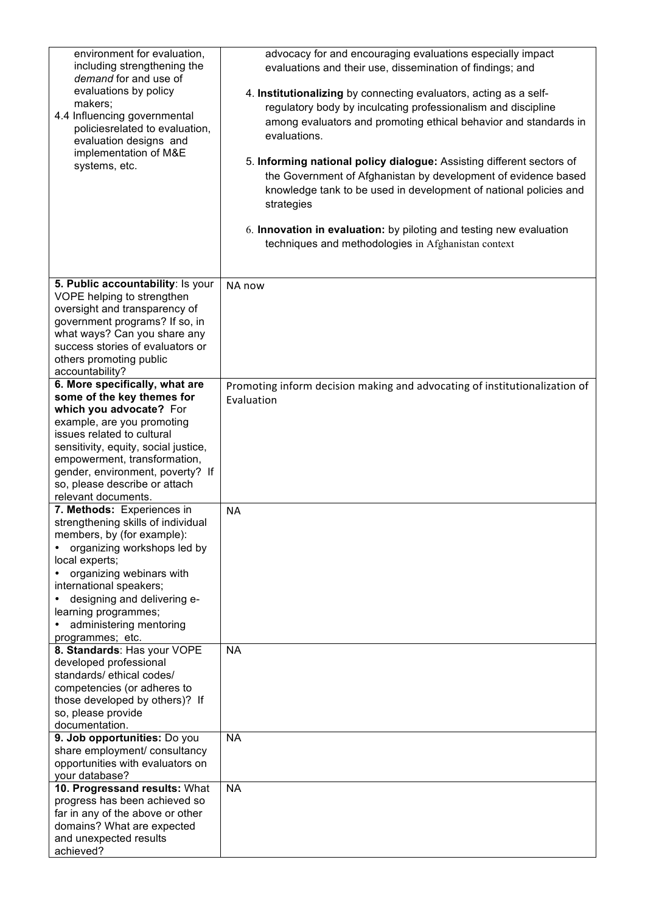| | |
|---|---|
| environment for evaluation, including strengthening the *demand* for and use of evaluations by policy makers;<br>4.4 Influencing governmental policiesrelated to evaluation, evaluation designs and implementation of M&E systems, etc. | advocacy for and encouraging evaluations especially impact evaluations and their use, dissemination of findings; and<br><br>4. **Institutionalizing** by connecting evaluators, acting as a self-regulatory body by inculcating professionalism and discipline among evaluators and promoting ethical behavior and standards in evaluations.<br><br>5. **Informing national policy dialogue:** Assisting different sectors of the Government of Afghanistan by development of evidence based knowledge tank to be used in development of national policies and strategies<br><br>6. **Innovation in evaluation:** by piloting and testing new evaluation techniques and methodologies in Afghanistan context |
| **5. Public accountability**: Is your VOPE helping to strengthen oversight and transparency of government programs? If so, in what ways? Can you share any success stories of evaluators or others promoting public accountability? | NA now |
| **6. More specifically, what are some of the key themes for which you advocate?** For example, are you promoting issues related to cultural sensitivity, equity, social justice, empowerment, transformation, gender, environment, poverty? If so, please describe or attach relevant documents. | Promoting inform decision making and advocating of institutionalization of Evaluation |
| **7. Methods:** Experiences in strengthening skills of individual members, by (for example):<br>• organizing workshops led by local experts;<br>• organizing webinars with international speakers;<br>• designing and delivering e-learning programmes;<br>• administering mentoring programmes; etc. | NA |
| **8. Standards**: Has your VOPE developed professional standards/ ethical codes/ competencies (or adheres to those developed by others)? If so, please provide documentation. | NA |
| **9. Job opportunities:** Do you share employment/ consultancy opportunities with evaluators on your database? | NA |
| **10. Progressand results:** What progress has been achieved so far in any of the above or other domains? What are expected and unexpected results achieved? | NA |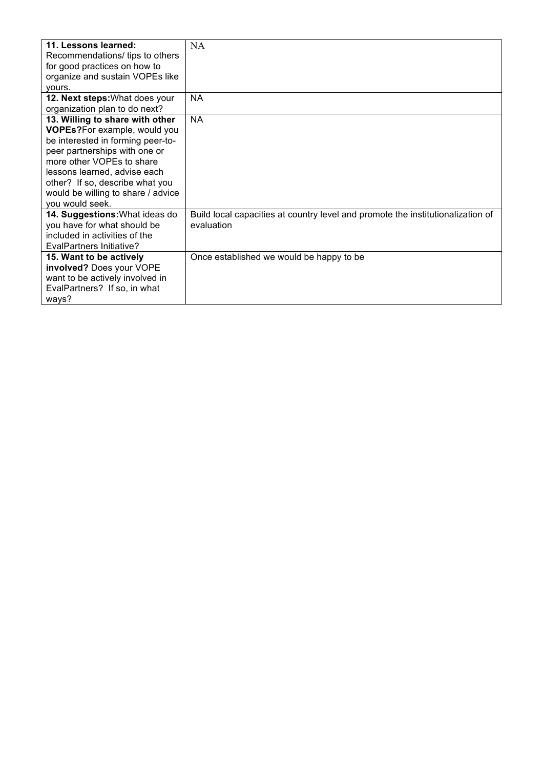| | |
|---|---|
| **11. Lessons learned:** Recommendations/ tips to others for good practices on how to organize and sustain VOPEs like yours. | NA |
| **12. Next steps:**What does your organization plan to do next? | NA |
| **13. Willing to share with other VOPEs?**For example, would you be interested in forming peer-to-peer partnerships with one or more other VOPEs to share lessons learned, advise each other? If so, describe what you would be willing to share / advice you would seek. | NA |
| **14. Suggestions:**What ideas do you have for what should be included in activities of the EvalPartners Initiative? | Build local capacities at country level and promote the institutionalization of evaluation |
| **15. Want to be actively involved?** Does your VOPE want to be actively involved in EvalPartners? If so, in what ways? | Once established we would be happy to be |